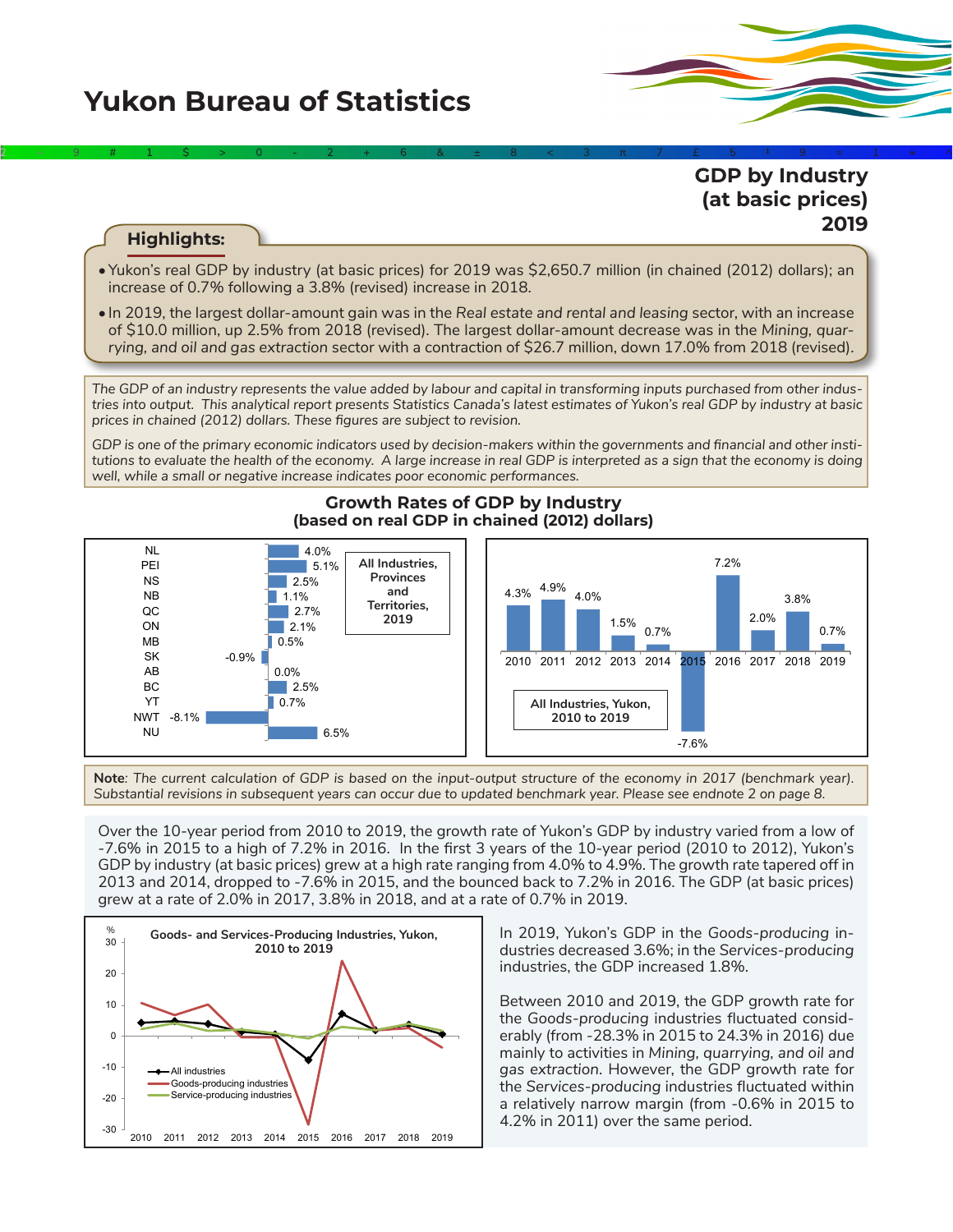# Yukon Bureau of Statistics

## GDP by Industry (at basic prices) 2019

### Highlights:

- Yukon's real GDP by industry (at basic prices) for 2019 was $2,650.7 million (in chained (2012) dollars); an increase of 0.7% following a 3.8% (revised) increase in 2018.
- In 2019, the largest dollar-amount gain was in the *Real estate and rental and leasing* sector, with an increase of $10.0 million, up 2.5% from 2018 (revised). The largest dollar-amount decrease was in the *Mining, quarrying, and oil and gas extraction* sector with a contraction of $26.7 million, down 17.0% from 2018 (revised).

*The GDP of an industry represents the value added by labour and capital in transforming inputs purchased from other industries into output. This analytical report presents Statistics Canada's latest estimates of Yukon's real GDP by industry at basic prices in chained (2012) dollars. These figures are subject to revision.*

*GDP is one of the primary economic indicators used by decision-makers within the governments and financial and other institutions to evaluate the health of the economy. A large increase in real GDP is interpreted as a sign that the economy is doing well, while a small or negative increase indicates poor economic performances.*

**Growth Rates of GDP by Industry (based on real GDP in chained (2012) dollars)**

All Industries, Provinces and Territories, 2019

| Province/Territory | Growth rate |
|---|---|
| NL | 4.0% |
| PEI | 5.1% |
| NS | 2.5% |
| NB | 1.1% |
| QC | 2.7% |
| ON | 2.1% |
| MB | 0.5% |
| SK | -0.9% |
| AB | 0.0% |
| BC | 2.5% |
| YT | 0.7% |
| NWT | -8.1% |
| NU | 6.5% |

All Industries, Yukon, 2010 to 2019

| Year | 2010 | 2011 | 2012 | 2013 | 2014 | 2015 | 2016 | 2017 | 2018 | 2019 |
|---|---|---|---|---|---|---|---|---|---|---|
| Growth rate | 4.3% | 4.9% | 4.0% | 1.5% | 0.7% | -7.6% | 7.2% | 2.0% | 3.8% | 0.7% |

**Note**: *The current calculation of GDP is based on the input-output structure of the economy in 2017 (benchmark year). Substantial revisions in subsequent years can occur due to updated benchmark year. Please see endnote 2 on page 8.*

Over the 10-year period from 2010 to 2019, the growth rate of Yukon's GDP by industry varied from a low of -7.6% in 2015 to a high of 7.2% in 2016. In the first 3 years of the 10-year period (2010 to 2012), Yukon's GDP by industry (at basic prices) grew at a high rate ranging from 4.0% to 4.9%. The growth rate tapered off in 2013 and 2014, dropped to -7.6% in 2015, and the bounced back to 7.2% in 2016. The GDP (at basic prices) grew at a rate of 2.0% in 2017, 3.8% in 2018, and at a rate of 0.7% in 2019.

**Goods- and Services-Producing Industries, Yukon, 2010 to 2019** (%; series: All industries, Goods-producing industries, Service-producing industries)

In 2019, Yukon's GDP in the *Goods-producing* industries decreased 3.6%; in the *Services-producing* industries, the GDP increased 1.8%.

Between 2010 and 2019, the GDP growth rate for the *Goods-producing* industries fluctuated considerably (from -28.3% in 2015 to 24.3% in 2016) due mainly to activities in *Mining, quarrying, and oil and gas extraction*. However, the GDP growth rate for the *Services-producing* industries fluctuated within a relatively narrow margin (from -0.6% in 2015 to 4.2% in 2011) over the same period.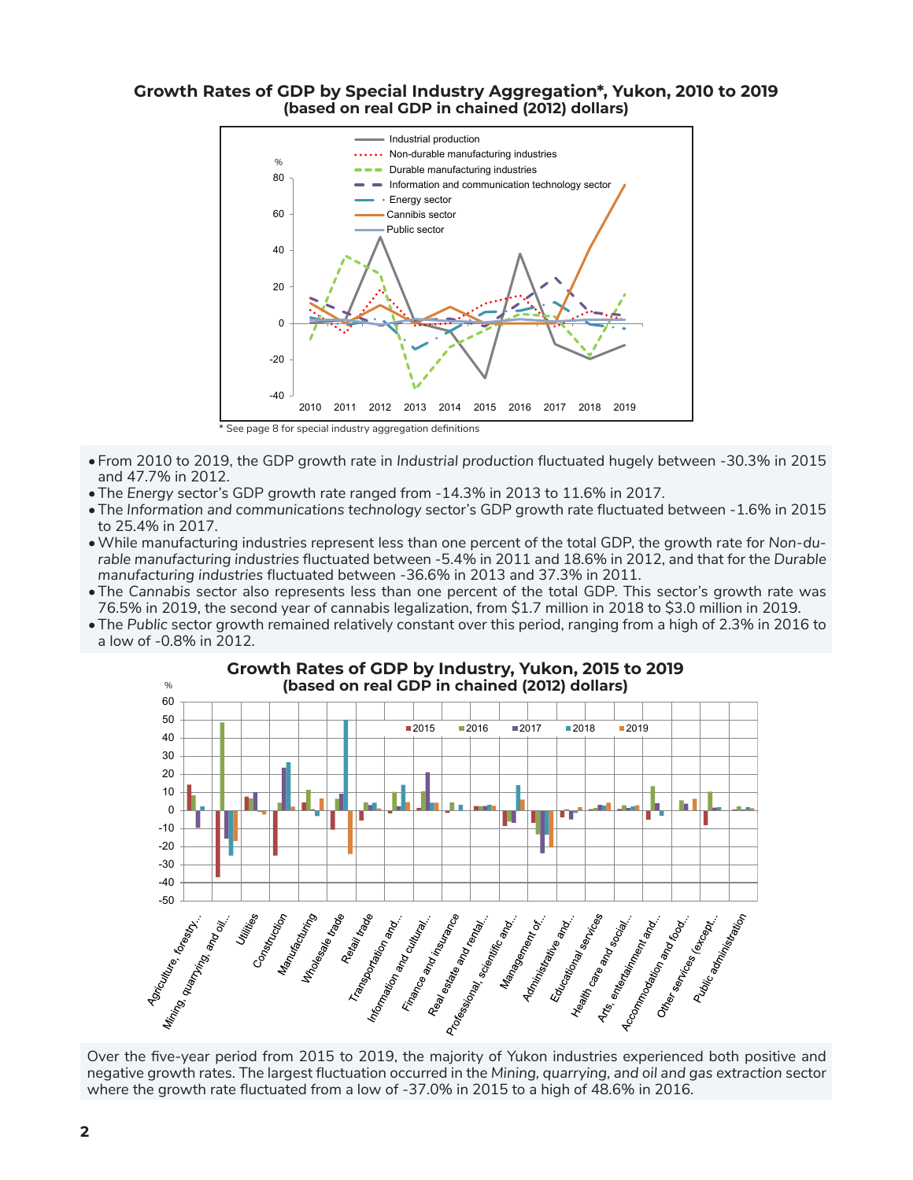## Growth Rates of GDP by Special Industry Aggregation*, Yukon, 2010 to 2019
### (based on real GDP in chained (2012) dollars)

\* See page 8 for special industry aggregation definitions

- From 2010 to 2019, the GDP growth rate in *Industrial production* fluctuated hugely between -30.3% in 2015 and 47.7% in 2012.
- The *Energy* sector's GDP growth rate ranged from -14.3% in 2013 to 11.6% in 2017.
- The *Information and communications technology* sector's GDP growth rate fluctuated between -1.6% in 2015 to 25.4% in 2017.
- While manufacturing industries represent less than one percent of the total GDP, the growth rate for *Non-durable manufacturing industries* fluctuated between -5.4% in 2011 and 18.6% in 2012, and that for the *Durable manufacturing industries* fluctuated between -36.6% in 2013 and 37.3% in 2011.
- The *Cannabis* sector also represents less than one percent of the total GDP. This sector's growth rate was 76.5% in 2019, the second year of cannabis legalization, from $1.7 million in 2018 to $3.0 million in 2019.
- The *Public* sector growth remained relatively constant over this period, ranging from a high of 2.3% in 2016 to a low of -0.8% in 2012.

## Growth Rates of GDP by Industry, Yukon, 2015 to 2019
### (based on real GDP in chained (2012) dollars)

Over the five-year period from 2015 to 2019, the majority of Yukon industries experienced both positive and negative growth rates. The largest fluctuation occurred in the *Mining, quarrying, and oil and gas extraction* sector where the growth rate fluctuated from a low of -37.0% in 2015 to a high of 48.6% in 2016.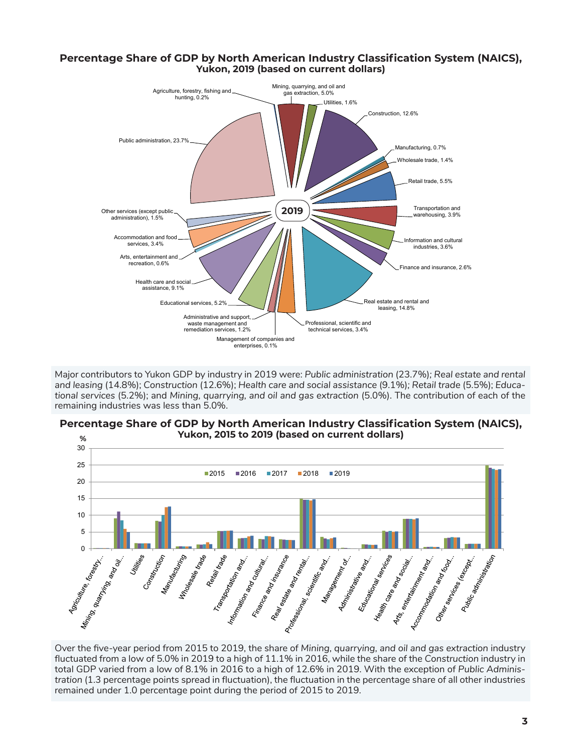**Percentage Share of GDP by North American Industry Classification System (NAICS), Yukon, 2019 (based on current dollars)**

2019

Agriculture, forestry, fishing and hunting, 0.2%
Mining, quarrying, and oil and gas extraction, 5.0%
Utilities, 1.6%
Construction, 12.6%
Manufacturing, 0.7%
Wholesale trade, 1.4%
Retail trade, 5.5%
Transportation and warehousing, 3.9%
Information and cultural industries, 3.6%
Finance and insurance, 2.6%
Real estate and rental and leasing, 14.8%
Professional, scientific and technical services, 3.4%
Management of companies and enterprises, 0.1%
Administrative and support, waste management and remediation services, 1.2%
Educational services, 5.2%
Health care and social assistance, 9.1%
Arts, entertainment and recreation, 0.6%
Accommodation and food services, 3.4%
Other services (except public administration), 1.5%
Public administration, 23.7%

Major contributors to Yukon GDP by industry in 2019 were: *Public administration* (23.7%); *Real estate and rental and leasing* (14.8%); *Construction* (12.6%); *Health care and social assistance* (9.1%); *Retail trade* (5.5%); *Educational services* (5.2%); and *Mining, quarrying, and oil and gas extraction* (5.0%). The contribution of each of the remaining industries was less than 5.0%.

**Percentage Share of GDP by North American Industry Classification System (NAICS), Yukon, 2015 to 2019 (based on current dollars)**

%

2015 2016 2017 2018 2019

Agriculture, forestry... | Mining, quarrying, and oil... | Utilities | Construction | Manufacturing | Wholesale trade | Retail trade | Transportation and... | Information and cultural... | Finance and insurance | Real estate and rental... | Professional, scientific and... | Management of... | Administrative and... | Educational services | Health care and social... | Arts, entertainment and... | Accommodation and food... | Other services (except... | Public administration

Over the five-year period from 2015 to 2019, the share of *Mining, quarrying, and oil and gas extraction* industry fluctuated from a low of 5.0% in 2019 to a high of 11.1% in 2016, while the share of the *Construction* industry in total GDP varied from a low of 8.1% in 2016 to a high of 12.6% in 2019. With the exception of *Public Administration* (1.3 percentage points spread in fluctuation), the fluctuation in the percentage share of all other industries remained under 1.0 percentage point during the period of 2015 to 2019.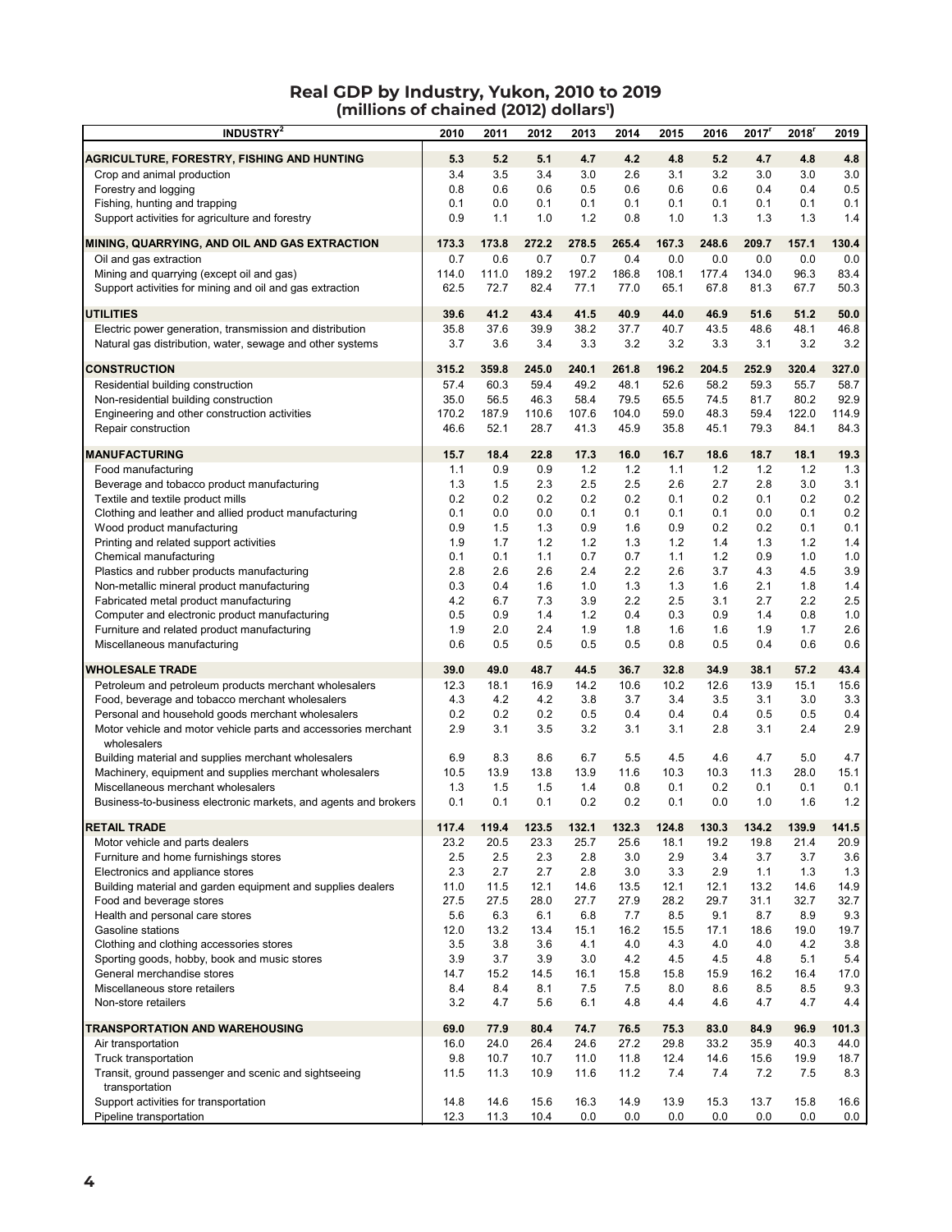# Real GDP by Industry, Yukon, 2010 to 2019
## (millions of chained (2012) dollars[1])

| INDUSTRY[2] | 2010 | 2011 | 2012 | 2013 | 2014 | 2015 | 2016 | 2017[r] | 2018[r] | 2019 |
|---|---|---|---|---|---|---|---|---|---|---|
| **AGRICULTURE, FORESTRY, FISHING AND HUNTING** | **5.3** | **5.2** | **5.1** | **4.7** | **4.2** | **4.8** | **5.2** | **4.7** | **4.8** | **4.8** |
| Crop and animal production | 3.4 | 3.5 | 3.4 | 3.0 | 2.6 | 3.1 | 3.2 | 3.0 | 3.0 | 3.0 |
| Forestry and logging | 0.8 | 0.6 | 0.6 | 0.5 | 0.6 | 0.6 | 0.6 | 0.4 | 0.4 | 0.5 |
| Fishing, hunting and trapping | 0.1 | 0.0 | 0.1 | 0.1 | 0.1 | 0.1 | 0.1 | 0.1 | 0.1 | 0.1 |
| Support activities for agriculture and forestry | 0.9 | 1.1 | 1.0 | 1.2 | 0.8 | 1.0 | 1.3 | 1.3 | 1.3 | 1.4 |
| **MINING, QUARRYING, AND OIL AND GAS EXTRACTION** | **173.3** | **173.8** | **272.2** | **278.5** | **265.4** | **167.3** | **248.6** | **209.7** | **157.1** | **130.4** |
| Oil and gas extraction | 0.7 | 0.6 | 0.7 | 0.7 | 0.4 | 0.0 | 0.0 | 0.0 | 0.0 | 0.0 |
| Mining and quarrying (except oil and gas) | 114.0 | 111.0 | 189.2 | 197.2 | 186.8 | 108.1 | 177.4 | 134.0 | 96.3 | 83.4 |
| Support activities for mining and oil and gas extraction | 62.5 | 72.7 | 82.4 | 77.1 | 77.0 | 65.1 | 67.8 | 81.3 | 67.7 | 50.3 |
| **UTILITIES** | **39.6** | **41.2** | **43.4** | **41.5** | **40.9** | **44.0** | **46.9** | **51.6** | **51.2** | **50.0** |
| Electric power generation, transmission and distribution | 35.8 | 37.6 | 39.9 | 38.2 | 37.7 | 40.7 | 43.5 | 48.6 | 48.1 | 46.8 |
| Natural gas distribution, water, sewage and other systems | 3.7 | 3.6 | 3.4 | 3.3 | 3.2 | 3.2 | 3.3 | 3.1 | 3.2 | 3.2 |
| **CONSTRUCTION** | **315.2** | **359.8** | **245.0** | **240.1** | **261.8** | **196.2** | **204.5** | **252.9** | **320.4** | **327.0** |
| Residential building construction | 57.4 | 60.3 | 59.4 | 49.2 | 48.1 | 52.6 | 58.2 | 59.3 | 55.7 | 58.7 |
| Non-residential building construction | 35.0 | 56.5 | 46.3 | 58.4 | 79.5 | 65.5 | 74.5 | 81.7 | 80.2 | 92.9 |
| Engineering and other construction activities | 170.2 | 187.9 | 110.6 | 107.6 | 104.0 | 59.0 | 48.3 | 59.4 | 122.0 | 114.9 |
| Repair construction | 46.6 | 52.1 | 28.7 | 41.3 | 45.9 | 35.8 | 45.1 | 79.3 | 84.1 | 84.3 |
| **MANUFACTURING** | **15.7** | **18.4** | **22.8** | **17.3** | **16.0** | **16.7** | **18.6** | **18.7** | **18.1** | **19.3** |
| Food manufacturing | 1.1 | 0.9 | 0.9 | 1.2 | 1.2 | 1.1 | 1.2 | 1.2 | 1.2 | 1.3 |
| Beverage and tobacco product manufacturing | 1.3 | 1.5 | 2.3 | 2.5 | 2.5 | 2.6 | 2.7 | 2.8 | 3.0 | 3.1 |
| Textile and textile product mills | 0.2 | 0.2 | 0.2 | 0.2 | 0.2 | 0.1 | 0.2 | 0.1 | 0.2 | 0.2 |
| Clothing and leather and allied product manufacturing | 0.1 | 0.0 | 0.0 | 0.1 | 0.1 | 0.1 | 0.1 | 0.0 | 0.1 | 0.2 |
| Wood product manufacturing | 0.9 | 1.5 | 1.3 | 0.9 | 1.6 | 0.9 | 0.2 | 0.2 | 0.1 | 0.1 |
| Printing and related support activities | 1.9 | 1.7 | 1.2 | 1.2 | 1.3 | 1.2 | 1.4 | 1.3 | 1.2 | 1.4 |
| Chemical manufacturing | 0.1 | 0.1 | 1.1 | 0.7 | 0.7 | 1.1 | 1.2 | 0.9 | 1.0 | 1.0 |
| Plastics and rubber products manufacturing | 2.8 | 2.6 | 2.6 | 2.4 | 2.2 | 2.6 | 3.7 | 4.3 | 4.5 | 3.9 |
| Non-metallic mineral product manufacturing | 0.3 | 0.4 | 1.6 | 1.0 | 1.3 | 1.3 | 1.6 | 2.1 | 1.8 | 1.4 |
| Fabricated metal product manufacturing | 4.2 | 6.7 | 7.3 | 3.9 | 2.2 | 2.5 | 3.1 | 2.7 | 2.2 | 2.5 |
| Computer and electronic product manufacturing | 0.5 | 0.9 | 1.4 | 1.2 | 0.4 | 0.3 | 0.9 | 1.4 | 0.8 | 1.0 |
| Furniture and related product manufacturing | 1.9 | 2.0 | 2.4 | 1.9 | 1.8 | 1.6 | 1.6 | 1.9 | 1.7 | 2.6 |
| Miscellaneous manufacturing | 0.6 | 0.5 | 0.5 | 0.5 | 0.5 | 0.8 | 0.5 | 0.4 | 0.6 | 0.6 |
| **WHOLESALE TRADE** | **39.0** | **49.0** | **48.7** | **44.5** | **36.7** | **32.8** | **34.9** | **38.1** | **57.2** | **43.4** |
| Petroleum and petroleum products merchant wholesalers | 12.3 | 18.1 | 16.9 | 14.2 | 10.6 | 10.2 | 12.6 | 13.9 | 15.1 | 15.6 |
| Food, beverage and tobacco merchant wholesalers | 4.3 | 4.2 | 4.2 | 3.8 | 3.7 | 3.4 | 3.5 | 3.1 | 3.0 | 3.3 |
| Personal and household goods merchant wholesalers | 0.2 | 0.2 | 0.2 | 0.5 | 0.4 | 0.4 | 0.4 | 0.5 | 0.5 | 0.4 |
| Motor vehicle and motor vehicle parts and accessories merchant wholesalers | 2.9 | 3.1 | 3.5 | 3.2 | 3.1 | 3.1 | 2.8 | 3.1 | 2.4 | 2.9 |
| Building material and supplies merchant wholesalers | 6.9 | 8.3 | 8.6 | 6.7 | 5.5 | 4.5 | 4.6 | 4.7 | 5.0 | 4.7 |
| Machinery, equipment and supplies merchant wholesalers | 10.5 | 13.9 | 13.8 | 13.9 | 11.6 | 10.3 | 10.3 | 11.3 | 28.0 | 15.1 |
| Miscellaneous merchant wholesalers | 1.3 | 1.5 | 1.5 | 1.4 | 0.8 | 0.1 | 0.2 | 0.1 | 0.1 | 0.1 |
| Business-to-business electronic markets, and agents and brokers | 0.1 | 0.1 | 0.1 | 0.2 | 0.2 | 0.1 | 0.0 | 1.0 | 1.6 | 1.2 |
| **RETAIL TRADE** | **117.4** | **119.4** | **123.5** | **132.1** | **132.3** | **124.8** | **130.3** | **134.2** | **139.9** | **141.5** |
| Motor vehicle and parts dealers | 23.2 | 20.5 | 23.3 | 25.7 | 25.6 | 18.1 | 19.2 | 19.8 | 21.4 | 20.9 |
| Furniture and home furnishings stores | 2.5 | 2.5 | 2.3 | 2.8 | 3.0 | 2.9 | 3.4 | 3.7 | 3.7 | 3.6 |
| Electronics and appliance stores | 2.3 | 2.7 | 2.7 | 2.8 | 3.0 | 3.3 | 2.9 | 1.1 | 1.3 | 1.3 |
| Building material and garden equipment and supplies dealers | 11.0 | 11.5 | 12.1 | 14.6 | 13.5 | 12.1 | 12.1 | 13.2 | 14.6 | 14.9 |
| Food and beverage stores | 27.5 | 27.5 | 28.0 | 27.7 | 27.9 | 28.2 | 29.7 | 31.1 | 32.7 | 32.7 |
| Health and personal care stores | 5.6 | 6.3 | 6.1 | 6.8 | 7.7 | 8.5 | 9.1 | 8.7 | 8.9 | 9.3 |
| Gasoline stations | 12.0 | 13.2 | 13.4 | 15.1 | 16.2 | 15.5 | 17.1 | 18.6 | 19.0 | 19.7 |
| Clothing and clothing accessories stores | 3.5 | 3.8 | 3.6 | 4.1 | 4.0 | 4.3 | 4.0 | 4.0 | 4.2 | 3.8 |
| Sporting goods, hobby, book and music stores | 3.9 | 3.7 | 3.9 | 3.0 | 4.2 | 4.5 | 4.5 | 4.8 | 5.1 | 5.4 |
| General merchandise stores | 14.7 | 15.2 | 14.5 | 16.1 | 15.8 | 15.8 | 15.9 | 16.2 | 16.4 | 17.0 |
| Miscellaneous store retailers | 8.4 | 8.4 | 8.1 | 7.5 | 7.5 | 8.0 | 8.6 | 8.5 | 8.5 | 9.3 |
| Non-store retailers | 3.2 | 4.7 | 5.6 | 6.1 | 4.8 | 4.4 | 4.6 | 4.7 | 4.7 | 4.4 |
| **TRANSPORTATION AND WAREHOUSING** | **69.0** | **77.9** | **80.4** | **74.7** | **76.5** | **75.3** | **83.0** | **84.9** | **96.9** | **101.3** |
| Air transportation | 16.0 | 24.0 | 26.4 | 24.6 | 27.2 | 29.8 | 33.2 | 35.9 | 40.3 | 44.0 |
| Truck transportation | 9.8 | 10.7 | 10.7 | 11.0 | 11.8 | 12.4 | 14.6 | 15.6 | 19.9 | 18.7 |
| Transit, ground passenger and scenic and sightseeing transportation | 11.5 | 11.3 | 10.9 | 11.6 | 11.2 | 7.4 | 7.4 | 7.2 | 7.5 | 8.3 |
| Support activities for transportation | 14.8 | 14.6 | 15.6 | 16.3 | 14.9 | 13.9 | 15.3 | 13.7 | 15.8 | 16.6 |
| Pipeline transportation | 12.3 | 11.3 | 10.4 | 0.0 | 0.0 | 0.0 | 0.0 | 0.0 | 0.0 | 0.0 |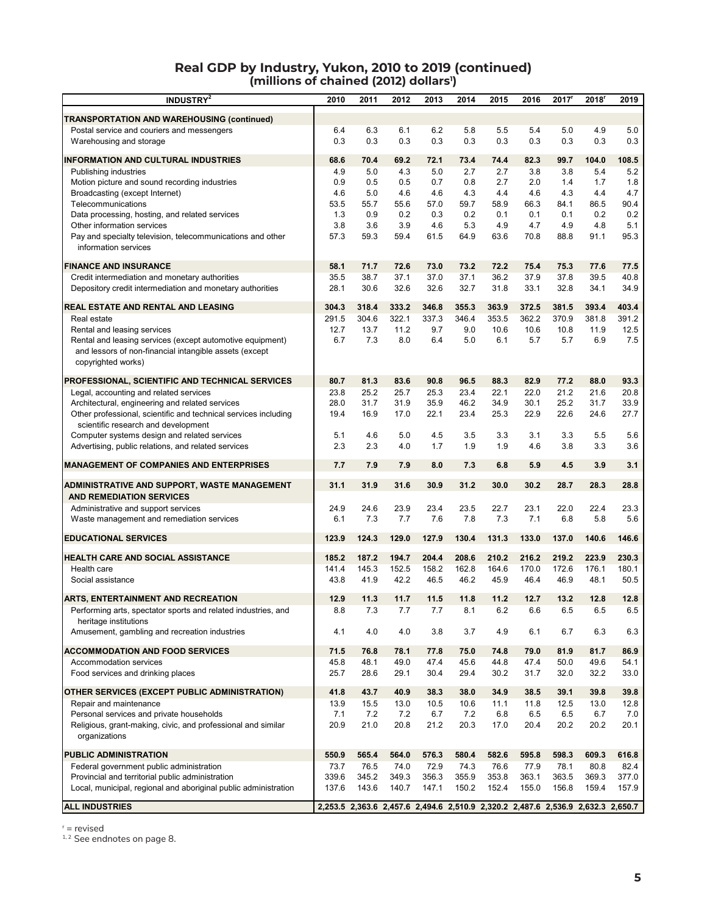## Real GDP by Industry, Yukon, 2010 to 2019 (continued)
### (millions of chained (2012) dollars[1])

| INDUSTRY[2] | 2010 | 2011 | 2012 | 2013 | 2014 | 2015 | 2016 | 2017[r] | 2018[r] | 2019 |
|---|---|---|---|---|---|---|---|---|---|---|
| **TRANSPORTATION AND WAREHOUSING (continued)** | | | | | | | | | | |
| Postal service and couriers and messengers | 6.4 | 6.3 | 6.1 | 6.2 | 5.8 | 5.5 | 5.4 | 5.0 | 4.9 | 5.0 |
| Warehousing and storage | 0.3 | 0.3 | 0.3 | 0.3 | 0.3 | 0.3 | 0.3 | 0.3 | 0.3 | 0.3 |
| **INFORMATION AND CULTURAL INDUSTRIES** | **68.6** | **70.4** | **69.2** | **72.1** | **73.4** | **74.4** | **82.3** | **99.7** | **104.0** | **108.5** |
| Publishing industries | 4.9 | 5.0 | 4.3 | 5.0 | 2.7 | 2.7 | 3.8 | 3.8 | 5.4 | 5.2 |
| Motion picture and sound recording industries | 0.9 | 0.5 | 0.5 | 0.7 | 0.8 | 2.7 | 2.0 | 1.4 | 1.7 | 1.8 |
| Broadcasting (except Internet) | 4.6 | 5.0 | 4.6 | 4.6 | 4.3 | 4.4 | 4.6 | 4.3 | 4.4 | 4.7 |
| Telecommunications | 53.5 | 55.7 | 55.6 | 57.0 | 59.7 | 58.9 | 66.3 | 84.1 | 86.5 | 90.4 |
| Data processing, hosting, and related services | 1.3 | 0.9 | 0.2 | 0.3 | 0.2 | 0.1 | 0.1 | 0.1 | 0.2 | 0.2 |
| Other information services | 3.8 | 3.6 | 3.9 | 4.6 | 5.3 | 4.9 | 4.7 | 4.9 | 4.8 | 5.1 |
| Pay and specialty television, telecommunications and other information services | 57.3 | 59.3 | 59.4 | 61.5 | 64.9 | 63.6 | 70.8 | 88.8 | 91.1 | 95.3 |
| **FINANCE AND INSURANCE** | **58.1** | **71.7** | **72.6** | **73.0** | **73.2** | **72.2** | **75.4** | **75.3** | **77.6** | **77.5** |
| Credit intermediation and monetary authorities | 35.5 | 38.7 | 37.1 | 37.0 | 37.1 | 36.2 | 37.9 | 37.8 | 39.5 | 40.8 |
| Depository credit intermediation and monetary authorities | 28.1 | 30.6 | 32.6 | 32.6 | 32.7 | 31.8 | 33.1 | 32.8 | 34.1 | 34.9 |
| **REAL ESTATE AND RENTAL AND LEASING** | **304.3** | **318.4** | **333.2** | **346.8** | **355.3** | **363.9** | **372.5** | **381.5** | **393.4** | **403.4** |
| Real estate | 291.5 | 304.6 | 322.1 | 337.3 | 346.4 | 353.5 | 362.2 | 370.9 | 381.8 | 391.2 |
| Rental and leasing services | 12.7 | 13.7 | 11.2 | 9.7 | 9.0 | 10.6 | 10.6 | 10.8 | 11.9 | 12.5 |
| Rental and leasing services (except automotive equipment) and lessors of non-financial intangible assets (except copyrighted works) | 6.7 | 7.3 | 8.0 | 6.4 | 5.0 | 6.1 | 5.7 | 5.7 | 6.9 | 7.5 |
| **PROFESSIONAL, SCIENTIFIC AND TECHNICAL SERVICES** | **80.7** | **81.3** | **83.6** | **90.8** | **96.5** | **88.3** | **82.9** | **77.2** | **88.0** | **93.3** |
| Legal, accounting and related services | 23.8 | 25.2 | 25.7 | 25.3 | 23.4 | 22.1 | 22.0 | 21.2 | 21.6 | 20.8 |
| Architectural, engineering and related services | 28.0 | 31.7 | 31.9 | 35.9 | 46.2 | 34.9 | 30.1 | 25.2 | 31.7 | 33.9 |
| Other professional, scientific and technical services including scientific research and development | 19.4 | 16.9 | 17.0 | 22.1 | 23.4 | 25.3 | 22.9 | 22.6 | 24.6 | 27.7 |
| Computer systems design and related services | 5.1 | 4.6 | 5.0 | 4.5 | 3.5 | 3.3 | 3.1 | 3.3 | 5.5 | 5.6 |
| Advertising, public relations, and related services | 2.3 | 2.3 | 4.0 | 1.7 | 1.9 | 1.9 | 4.6 | 3.8 | 3.3 | 3.6 |
| **MANAGEMENT OF COMPANIES AND ENTERPRISES** | **7.7** | **7.9** | **7.9** | **8.0** | **7.3** | **6.8** | **5.9** | **4.5** | **3.9** | **3.1** |
| **ADMINISTRATIVE AND SUPPORT, WASTE MANAGEMENT AND REMEDIATION SERVICES** | **31.1** | **31.9** | **31.6** | **30.9** | **31.2** | **30.0** | **30.2** | **28.7** | **28.3** | **28.8** |
| Administrative and support services | 24.9 | 24.6 | 23.9 | 23.4 | 23.5 | 22.7 | 23.1 | 22.0 | 22.4 | 23.3 |
| Waste management and remediation services | 6.1 | 7.3 | 7.7 | 7.6 | 7.8 | 7.3 | 7.1 | 6.8 | 5.8 | 5.6 |
| **EDUCATIONAL SERVICES** | **123.9** | **124.3** | **129.0** | **127.9** | **130.4** | **131.3** | **133.0** | **137.0** | **140.6** | **146.6** |
| **HEALTH CARE AND SOCIAL ASSISTANCE** | **185.2** | **187.2** | **194.7** | **204.4** | **208.6** | **210.2** | **216.2** | **219.2** | **223.9** | **230.3** |
| Health care | 141.4 | 145.3 | 152.5 | 158.2 | 162.8 | 164.6 | 170.0 | 172.6 | 176.1 | 180.1 |
| Social assistance | 43.8 | 41.9 | 42.2 | 46.5 | 46.2 | 45.9 | 46.4 | 46.9 | 48.1 | 50.5 |
| **ARTS, ENTERTAINMENT AND RECREATION** | **12.9** | **11.3** | **11.7** | **11.5** | **11.8** | **11.2** | **12.7** | **13.2** | **12.8** | **12.8** |
| Performing arts, spectator sports and related industries, and heritage institutions | 8.8 | 7.3 | 7.7 | 7.7 | 8.1 | 6.2 | 6.6 | 6.5 | 6.5 | 6.5 |
| Amusement, gambling and recreation industries | 4.1 | 4.0 | 4.0 | 3.8 | 3.7 | 4.9 | 6.1 | 6.7 | 6.3 | 6.3 |
| **ACCOMMODATION AND FOOD SERVICES** | **71.5** | **76.8** | **78.1** | **77.8** | **75.0** | **74.8** | **79.0** | **81.9** | **81.7** | **86.9** |
| Accommodation services | 45.8 | 48.1 | 49.0 | 47.4 | 45.6 | 44.8 | 47.4 | 50.0 | 49.6 | 54.1 |
| Food services and drinking places | 25.7 | 28.6 | 29.1 | 30.4 | 29.4 | 30.2 | 31.7 | 32.0 | 32.2 | 33.0 |
| **OTHER SERVICES (EXCEPT PUBLIC ADMINISTRATION)** | **41.8** | **43.7** | **40.9** | **38.3** | **38.0** | **34.9** | **38.5** | **39.1** | **39.8** | **39.8** |
| Repair and maintenance | 13.9 | 15.5 | 13.0 | 10.5 | 10.6 | 11.1 | 11.8 | 12.5 | 13.0 | 12.8 |
| Personal services and private households | 7.1 | 7.2 | 7.2 | 6.7 | 7.2 | 6.8 | 6.5 | 6.5 | 6.7 | 7.0 |
| Religious, grant-making, civic, and professional and similar organizations | 20.9 | 21.0 | 20.8 | 21.2 | 20.3 | 17.0 | 20.4 | 20.2 | 20.2 | 20.1 |
| **PUBLIC ADMINISTRATION** | **550.9** | **565.4** | **564.0** | **576.3** | **580.4** | **582.6** | **595.8** | **598.3** | **609.3** | **616.8** |
| Federal government public administration | 73.7 | 76.5 | 74.0 | 72.9 | 74.3 | 76.6 | 77.9 | 78.1 | 80.8 | 82.4 |
| Provincial and territorial public administration | 339.6 | 345.2 | 349.3 | 356.3 | 355.9 | 353.8 | 363.1 | 363.5 | 369.3 | 377.0 |
| Local, municipal, regional and aboriginal public administration | 137.6 | 143.6 | 140.7 | 147.1 | 150.2 | 152.4 | 155.0 | 156.8 | 159.4 | 157.9 |
| **ALL INDUSTRIES** | **2,253.5** | **2,363.6** | **2,457.6** | **2,494.6** | **2,510.9** | **2,320.2** | **2,487.6** | **2,536.9** | **2,632.3** | **2,650.7** |

[r] = revised

[1, 2] See endnotes on page 8.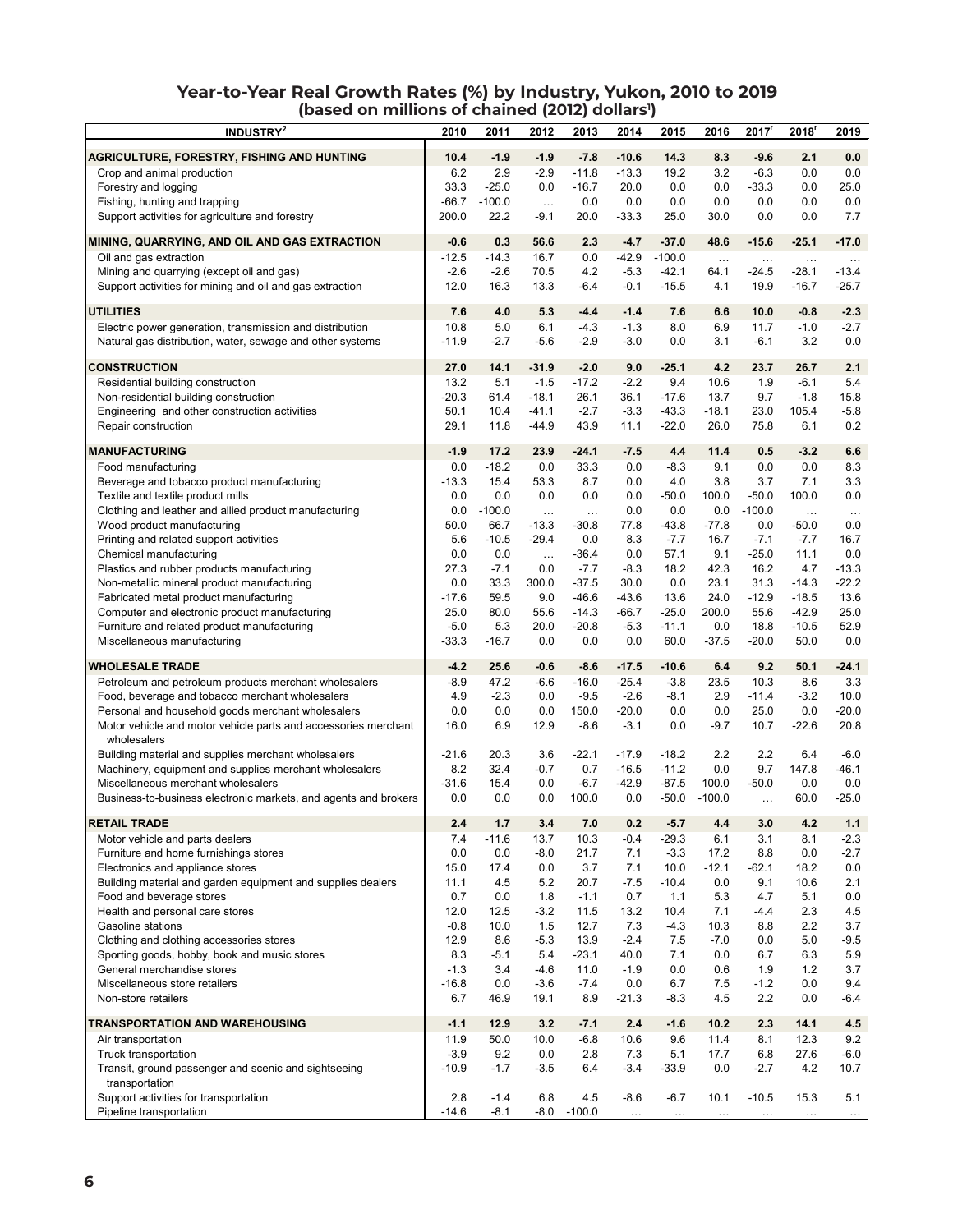## Year-to-Year Real Growth Rates (%) by Industry, Yukon, 2010 to 2019
### (based on millions of chained (2012) dollars[1])

| INDUSTRY[2] | 2010 | 2011 | 2012 | 2013 | 2014 | 2015 | 2016 | 2017[r] | 2018[r] | 2019 |
|---|---|---|---|---|---|---|---|---|---|---|
| **AGRICULTURE, FORESTRY, FISHING AND HUNTING** | **10.4** | **-1.9** | **-1.9** | **-7.8** | **-10.6** | **14.3** | **8.3** | **-9.6** | **2.1** | **0.0** |
| Crop and animal production | 6.2 | 2.9 | -2.9 | -11.8 | -13.3 | 19.2 | 3.2 | -6.3 | 0.0 | 0.0 |
| Forestry and logging | 33.3 | -25.0 | 0.0 | -16.7 | 20.0 | 0.0 | 0.0 | -33.3 | 0.0 | 25.0 |
| Fishing, hunting and trapping | -66.7 | -100.0 | ... | 0.0 | 0.0 | 0.0 | 0.0 | 0.0 | 0.0 | 0.0 |
| Support activities for agriculture and forestry | 200.0 | 22.2 | -9.1 | 20.0 | -33.3 | 25.0 | 30.0 | 0.0 | 0.0 | 7.7 |
| **MINING, QUARRYING, AND OIL AND GAS EXTRACTION** | **-0.6** | **0.3** | **56.6** | **2.3** | **-4.7** | **-37.0** | **48.6** | **-15.6** | **-25.1** | **-17.0** |
| Oil and gas extraction | -12.5 | -14.3 | 16.7 | 0.0 | -42.9 | -100.0 | ... | ... | ... | ... |
| Mining and quarrying (except oil and gas) | -2.6 | -2.6 | 70.5 | 4.2 | -5.3 | -42.1 | 64.1 | -24.5 | -28.1 | -13.4 |
| Support activities for mining and oil and gas extraction | 12.0 | 16.3 | 13.3 | -6.4 | -0.1 | -15.5 | 4.1 | 19.9 | -16.7 | -25.7 |
| **UTILITIES** | **7.6** | **4.0** | **5.3** | **-4.4** | **-1.4** | **7.6** | **6.6** | **10.0** | **-0.8** | **-2.3** |
| Electric power generation, transmission and distribution | 10.8 | 5.0 | 6.1 | -4.3 | -1.3 | 8.0 | 6.9 | 11.7 | -1.0 | -2.7 |
| Natural gas distribution, water, sewage and other systems | -11.9 | -2.7 | -5.6 | -2.9 | -3.0 | 0.0 | 3.1 | -6.1 | 3.2 | 0.0 |
| **CONSTRUCTION** | **27.0** | **14.1** | **-31.9** | **-2.0** | **9.0** | **-25.1** | **4.2** | **23.7** | **26.7** | **2.1** |
| Residential building construction | 13.2 | 5.1 | -1.5 | -17.2 | -2.2 | 9.4 | 10.6 | 1.9 | -6.1 | 5.4 |
| Non-residential building construction | -20.3 | 61.4 | -18.1 | 26.1 | 36.1 | -17.6 | 13.7 | 9.7 | -1.8 | 15.8 |
| Engineering and other construction activities | 50.1 | 10.4 | -41.1 | -2.7 | -3.3 | -43.3 | -18.1 | 23.0 | 105.4 | -5.8 |
| Repair construction | 29.1 | 11.8 | -44.9 | 43.9 | 11.1 | -22.0 | 26.0 | 75.8 | 6.1 | 0.2 |
| **MANUFACTURING** | **-1.9** | **17.2** | **23.9** | **-24.1** | **-7.5** | **4.4** | **11.4** | **0.5** | **-3.2** | **6.6** |
| Food manufacturing | 0.0 | -18.2 | 0.0 | 33.3 | 0.0 | -8.3 | 9.1 | 0.0 | 0.0 | 8.3 |
| Beverage and tobacco product manufacturing | -13.3 | 15.4 | 53.3 | 8.7 | 0.0 | 4.0 | 3.8 | 3.7 | 7.1 | 3.3 |
| Textile and textile product mills | 0.0 | 0.0 | 0.0 | 0.0 | 0.0 | -50.0 | 100.0 | -50.0 | 100.0 | 0.0 |
| Clothing and leather and allied product manufacturing | 0.0 | -100.0 | ... | ... | 0.0 | 0.0 | 0.0 | -100.0 | ... | ... |
| Wood product manufacturing | 50.0 | 66.7 | -13.3 | -30.8 | 77.8 | -43.8 | -77.8 | 0.0 | -50.0 | 0.0 |
| Printing and related support activities | 5.6 | -10.5 | -29.4 | 0.0 | 8.3 | -7.7 | 16.7 | -7.1 | -7.7 | 16.7 |
| Chemical manufacturing | 0.0 | 0.0 | ... | -36.4 | 0.0 | 57.1 | 9.1 | -25.0 | 11.1 | 0.0 |
| Plastics and rubber products manufacturing | 27.3 | -7.1 | 0.0 | -7.7 | -8.3 | 18.2 | 42.3 | 16.2 | 4.7 | -13.3 |
| Non-metallic mineral product manufacturing | 0.0 | 33.3 | 300.0 | -37.5 | 30.0 | 0.0 | 23.1 | 31.3 | -14.3 | -22.2 |
| Fabricated metal product manufacturing | -17.6 | 59.5 | 9.0 | -46.6 | -43.6 | 13.6 | 24.0 | -12.9 | -18.5 | 13.6 |
| Computer and electronic product manufacturing | 25.0 | 80.0 | 55.6 | -14.3 | -66.7 | -25.0 | 200.0 | 55.6 | -42.9 | 25.0 |
| Furniture and related product manufacturing | -5.0 | 5.3 | 20.0 | -20.8 | -5.3 | -11.1 | 0.0 | 18.8 | -10.5 | 52.9 |
| Miscellaneous manufacturing | -33.3 | -16.7 | 0.0 | 0.0 | 0.0 | 60.0 | -37.5 | -20.0 | 50.0 | 0.0 |
| **WHOLESALE TRADE** | **-4.2** | **25.6** | **-0.6** | **-8.6** | **-17.5** | **-10.6** | **6.4** | **9.2** | **50.1** | **-24.1** |
| Petroleum and petroleum products merchant wholesalers | -8.9 | 47.2 | -6.6 | -16.0 | -25.4 | -3.8 | 23.5 | 10.3 | 8.6 | 3.3 |
| Food, beverage and tobacco merchant wholesalers | 4.9 | -2.3 | 0.0 | -9.5 | -2.6 | -8.1 | 2.9 | -11.4 | -3.2 | 10.0 |
| Personal and household goods merchant wholesalers | 0.0 | 0.0 | 0.0 | 150.0 | -20.0 | 0.0 | 0.0 | 25.0 | 0.0 | -20.0 |
| Motor vehicle and motor vehicle parts and accessories merchant wholesalers | 16.0 | 6.9 | 12.9 | -8.6 | -3.1 | 0.0 | -9.7 | 10.7 | -22.6 | 20.8 |
| Building material and supplies merchant wholesalers | -21.6 | 20.3 | 3.6 | -22.1 | -17.9 | -18.2 | 2.2 | 2.2 | 6.4 | -6.0 |
| Machinery, equipment and supplies merchant wholesalers | 8.2 | 32.4 | -0.7 | 0.7 | -16.5 | -11.2 | 0.0 | 9.7 | 147.8 | -46.1 |
| Miscellaneous merchant wholesalers | -31.6 | 15.4 | 0.0 | -6.7 | -42.9 | -87.5 | 100.0 | -50.0 | 0.0 | 0.0 |
| Business-to-business electronic markets, and agents and brokers | 0.0 | 0.0 | 0.0 | 100.0 | 0.0 | -50.0 | -100.0 | ... | 60.0 | -25.0 |
| **RETAIL TRADE** | **2.4** | **1.7** | **3.4** | **7.0** | **0.2** | **-5.7** | **4.4** | **3.0** | **4.2** | **1.1** |
| Motor vehicle and parts dealers | 7.4 | -11.6 | 13.7 | 10.3 | -0.4 | -29.3 | 6.1 | 3.1 | 8.1 | -2.3 |
| Furniture and home furnishings stores | 0.0 | 0.0 | -8.0 | 21.7 | 7.1 | -3.3 | 17.2 | 8.8 | 0.0 | -2.7 |
| Electronics and appliance stores | 15.0 | 17.4 | 0.0 | 3.7 | 7.1 | 10.0 | -12.1 | -62.1 | 18.2 | 0.0 |
| Building material and garden equipment and supplies dealers | 11.1 | 4.5 | 5.2 | 20.7 | -7.5 | -10.4 | 0.0 | 9.1 | 10.6 | 2.1 |
| Food and beverage stores | 0.7 | 0.0 | 1.8 | -1.1 | 0.7 | 1.1 | 5.3 | 4.7 | 5.1 | 0.0 |
| Health and personal care stores | 12.0 | 12.5 | -3.2 | 11.5 | 13.2 | 10.4 | 7.1 | -4.4 | 2.3 | 4.5 |
| Gasoline stations | -0.8 | 10.0 | 1.5 | 12.7 | 7.3 | -4.3 | 10.3 | 8.8 | 2.2 | 3.7 |
| Clothing and clothing accessories stores | 12.9 | 8.6 | -5.3 | 13.9 | -2.4 | 7.5 | -7.0 | 0.0 | 5.0 | -9.5 |
| Sporting goods, hobby, book and music stores | 8.3 | -5.1 | 5.4 | -23.1 | 40.0 | 7.1 | 0.0 | 6.7 | 6.3 | 5.9 |
| General merchandise stores | -1.3 | 3.4 | -4.6 | 11.0 | -1.9 | 0.0 | 0.6 | 1.9 | 1.2 | 3.7 |
| Miscellaneous store retailers | -16.8 | 0.0 | -3.6 | -7.4 | 0.0 | 6.7 | 7.5 | -1.2 | 0.0 | 9.4 |
| Non-store retailers | 6.7 | 46.9 | 19.1 | 8.9 | -21.3 | -8.3 | 4.5 | 2.2 | 0.0 | -6.4 |
| **TRANSPORTATION AND WAREHOUSING** | **-1.1** | **12.9** | **3.2** | **-7.1** | **2.4** | **-1.6** | **10.2** | **2.3** | **14.1** | **4.5** |
| Air transportation | 11.9 | 50.0 | 10.0 | -6.8 | 10.6 | 9.6 | 11.4 | 8.1 | 12.3 | 9.2 |
| Truck transportation | -3.9 | 9.2 | 0.0 | 2.8 | 7.3 | 5.1 | 17.7 | 6.8 | 27.6 | -6.0 |
| Transit, ground passenger and scenic and sightseeing transportation | -10.9 | -1.7 | -3.5 | 6.4 | -3.4 | -33.9 | 0.0 | -2.7 | 4.2 | 10.7 |
| Support activities for transportation | 2.8 | -1.4 | 6.8 | 4.5 | -8.6 | -6.7 | 10.1 | -10.5 | 15.3 | 5.1 |
| Pipeline transportation | -14.6 | -8.1 | -8.0 | -100.0 | ... | ... | ... | ... | ... | ... |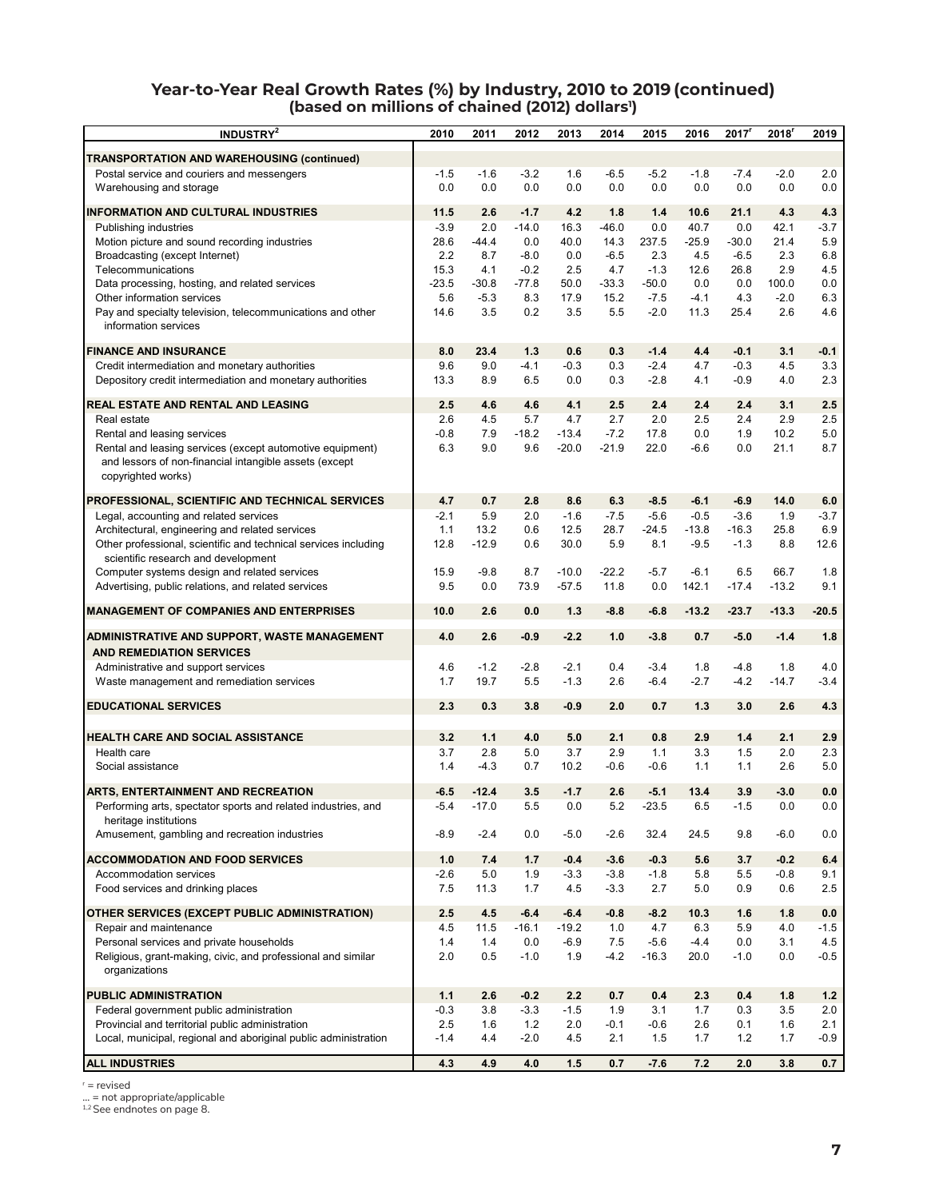## Year-to-Year Real Growth Rates (%) by Industry, 2010 to 2019 (continued)
### (based on millions of chained (2012) dollars[1])

| INDUSTRY[2] | 2010 | 2011 | 2012 | 2013 | 2014 | 2015 | 2016 | 2017[r] | 2018[r] | 2019 |
|---|---|---|---|---|---|---|---|---|---|---|
| **TRANSPORTATION AND WAREHOUSING (continued)** | | | | | | | | | | |
| Postal service and couriers and messengers | -1.5 | -1.6 | -3.2 | 1.6 | -6.5 | -5.2 | -1.8 | -7.4 | -2.0 | 2.0 |
| Warehousing and storage | 0.0 | 0.0 | 0.0 | 0.0 | 0.0 | 0.0 | 0.0 | 0.0 | 0.0 | 0.0 |
| **INFORMATION AND CULTURAL INDUSTRIES** | **11.5** | **2.6** | **-1.7** | **4.2** | **1.8** | **1.4** | **10.6** | **21.1** | **4.3** | **4.3** |
| Publishing industries | -3.9 | 2.0 | -14.0 | 16.3 | -46.0 | 0.0 | 40.7 | 0.0 | 42.1 | -3.7 |
| Motion picture and sound recording industries | 28.6 | -44.4 | 0.0 | 40.0 | 14.3 | 237.5 | -25.9 | -30.0 | 21.4 | 5.9 |
| Broadcasting (except Internet) | 2.2 | 8.7 | -8.0 | 0.0 | -6.5 | 2.3 | 4.5 | -6.5 | 2.3 | 6.8 |
| Telecommunications | 15.3 | 4.1 | -0.2 | 2.5 | 4.7 | -1.3 | 12.6 | 26.8 | 2.9 | 4.5 |
| Data processing, hosting, and related services | -23.5 | -30.8 | -77.8 | 50.0 | -33.3 | -50.0 | 0.0 | 0.0 | 100.0 | 0.0 |
| Other information services | 5.6 | -5.3 | 8.3 | 17.9 | 15.2 | -7.5 | -4.1 | 4.3 | -2.0 | 6.3 |
| Pay and specialty television, telecommunications and other information services | 14.6 | 3.5 | 0.2 | 3.5 | 5.5 | -2.0 | 11.3 | 25.4 | 2.6 | 4.6 |
| **FINANCE AND INSURANCE** | **8.0** | **23.4** | **1.3** | **0.6** | **0.3** | **-1.4** | **4.4** | **-0.1** | **3.1** | **-0.1** |
| Credit intermediation and monetary authorities | 9.6 | 9.0 | -4.1 | -0.3 | 0.3 | -2.4 | 4.7 | -0.3 | 4.5 | 3.3 |
| Depository credit intermediation and monetary authorities | 13.3 | 8.9 | 6.5 | 0.0 | 0.3 | -2.8 | 4.1 | -0.9 | 4.0 | 2.3 |
| **REAL ESTATE AND RENTAL AND LEASING** | **2.5** | **4.6** | **4.6** | **4.1** | **2.5** | **2.4** | **2.4** | **2.4** | **3.1** | **2.5** |
| Real estate | 2.6 | 4.5 | 5.7 | 4.7 | 2.7 | 2.0 | 2.5 | 2.4 | 2.9 | 2.5 |
| Rental and leasing services | -0.8 | 7.9 | -18.2 | -13.4 | -7.2 | 17.8 | 0.0 | 1.9 | 10.2 | 5.0 |
| Rental and leasing services (except automotive equipment) and lessors of non-financial intangible assets (except copyrighted works) | 6.3 | 9.0 | 9.6 | -20.0 | -21.9 | 22.0 | -6.6 | 0.0 | 21.1 | 8.7 |
| **PROFESSIONAL, SCIENTIFIC AND TECHNICAL SERVICES** | **4.7** | **0.7** | **2.8** | **8.6** | **6.3** | **-8.5** | **-6.1** | **-6.9** | **14.0** | **6.0** |
| Legal, accounting and related services | -2.1 | 5.9 | 2.0 | -1.6 | -7.5 | -5.6 | -0.5 | -3.6 | 1.9 | -3.7 |
| Architectural, engineering and related services | 1.1 | 13.2 | 0.6 | 12.5 | 28.7 | -24.5 | -13.8 | -16.3 | 25.8 | 6.9 |
| Other professional, scientific and technical services including scientific research and development | 12.8 | -12.9 | 0.6 | 30.0 | 5.9 | 8.1 | -9.5 | -1.3 | 8.8 | 12.6 |
| Computer systems design and related services | 15.9 | -9.8 | 8.7 | -10.0 | -22.2 | -5.7 | -6.1 | 6.5 | 66.7 | 1.8 |
| Advertising, public relations, and related services | 9.5 | 0.0 | 73.9 | -57.5 | 11.8 | 0.0 | 142.1 | -17.4 | -13.2 | 9.1 |
| **MANAGEMENT OF COMPANIES AND ENTERPRISES** | **10.0** | **2.6** | **0.0** | **1.3** | **-8.8** | **-6.8** | **-13.2** | **-23.7** | **-13.3** | **-20.5** |
| **ADMINISTRATIVE AND SUPPORT, WASTE MANAGEMENT AND REMEDIATION SERVICES** | **4.0** | **2.6** | **-0.9** | **-2.2** | **1.0** | **-3.8** | **0.7** | **-5.0** | **-1.4** | **1.8** |
| Administrative and support services | 4.6 | -1.2 | -2.8 | -2.1 | 0.4 | -3.4 | 1.8 | -4.8 | 1.8 | 4.0 |
| Waste management and remediation services | 1.7 | 19.7 | 5.5 | -1.3 | 2.6 | -6.4 | -2.7 | -4.2 | -14.7 | -3.4 |
| **EDUCATIONAL SERVICES** | **2.3** | **0.3** | **3.8** | **-0.9** | **2.0** | **0.7** | **1.3** | **3.0** | **2.6** | **4.3** |
| **HEALTH CARE AND SOCIAL ASSISTANCE** | **3.2** | **1.1** | **4.0** | **5.0** | **2.1** | **0.8** | **2.9** | **1.4** | **2.1** | **2.9** |
| Health care | 3.7 | 2.8 | 5.0 | 3.7 | 2.9 | 1.1 | 3.3 | 1.5 | 2.0 | 2.3 |
| Social assistance | 1.4 | -4.3 | 0.7 | 10.2 | -0.6 | -0.6 | 1.1 | 1.1 | 2.6 | 5.0 |
| **ARTS, ENTERTAINMENT AND RECREATION** | **-6.5** | **-12.4** | **3.5** | **-1.7** | **2.6** | **-5.1** | **13.4** | **3.9** | **-3.0** | **0.0** |
| Performing arts, spectator sports and related industries, and heritage institutions | -5.4 | -17.0 | 5.5 | 0.0 | 5.2 | -23.5 | 6.5 | -1.5 | 0.0 | 0.0 |
| Amusement, gambling and recreation industries | -8.9 | -2.4 | 0.0 | -5.0 | -2.6 | 32.4 | 24.5 | 9.8 | -6.0 | 0.0 |
| **ACCOMMODATION AND FOOD SERVICES** | **1.0** | **7.4** | **1.7** | **-0.4** | **-3.6** | **-0.3** | **5.6** | **3.7** | **-0.2** | **6.4** |
| Accommodation services | -2.6 | 5.0 | 1.9 | -3.3 | -3.8 | -1.8 | 5.8 | 5.5 | -0.8 | 9.1 |
| Food services and drinking places | 7.5 | 11.3 | 1.7 | 4.5 | -3.3 | 2.7 | 5.0 | 0.9 | 0.6 | 2.5 |
| **OTHER SERVICES (EXCEPT PUBLIC ADMINISTRATION)** | **2.5** | **4.5** | **-6.4** | **-6.4** | **-0.8** | **-8.2** | **10.3** | **1.6** | **1.8** | **0.0** |
| Repair and maintenance | 4.5 | 11.5 | -16.1 | -19.2 | 1.0 | 4.7 | 6.3 | 5.9 | 4.0 | -1.5 |
| Personal services and private households | 1.4 | 1.4 | 0.0 | -6.9 | 7.5 | -5.6 | -4.4 | 0.0 | 3.1 | 4.5 |
| Religious, grant-making, civic, and professional and similar organizations | 2.0 | 0.5 | -1.0 | 1.9 | -4.2 | -16.3 | 20.0 | -1.0 | 0.0 | -0.5 |
| **PUBLIC ADMINISTRATION** | **1.1** | **2.6** | **-0.2** | **2.2** | **0.7** | **0.4** | **2.3** | **0.4** | **1.8** | **1.2** |
| Federal government public administration | -0.3 | 3.8 | -3.3 | -1.5 | 1.9 | 3.1 | 1.7 | 0.3 | 3.5 | 2.0 |
| Provincial and territorial public administration | 2.5 | 1.6 | 1.2 | 2.0 | -0.1 | -0.6 | 2.6 | 0.1 | 1.6 | 2.1 |
| Local, municipal, regional and aboriginal public administration | -1.4 | 4.4 | -2.0 | 4.5 | 2.1 | 1.5 | 1.7 | 1.2 | 1.7 | -0.9 |
| **ALL INDUSTRIES** | **4.3** | **4.9** | **4.0** | **1.5** | **0.7** | **-7.6** | **7.2** | **2.0** | **3.8** | **0.7** |

[r] = revised
... = not appropriate/applicable
[1,2] See endnotes on page 8.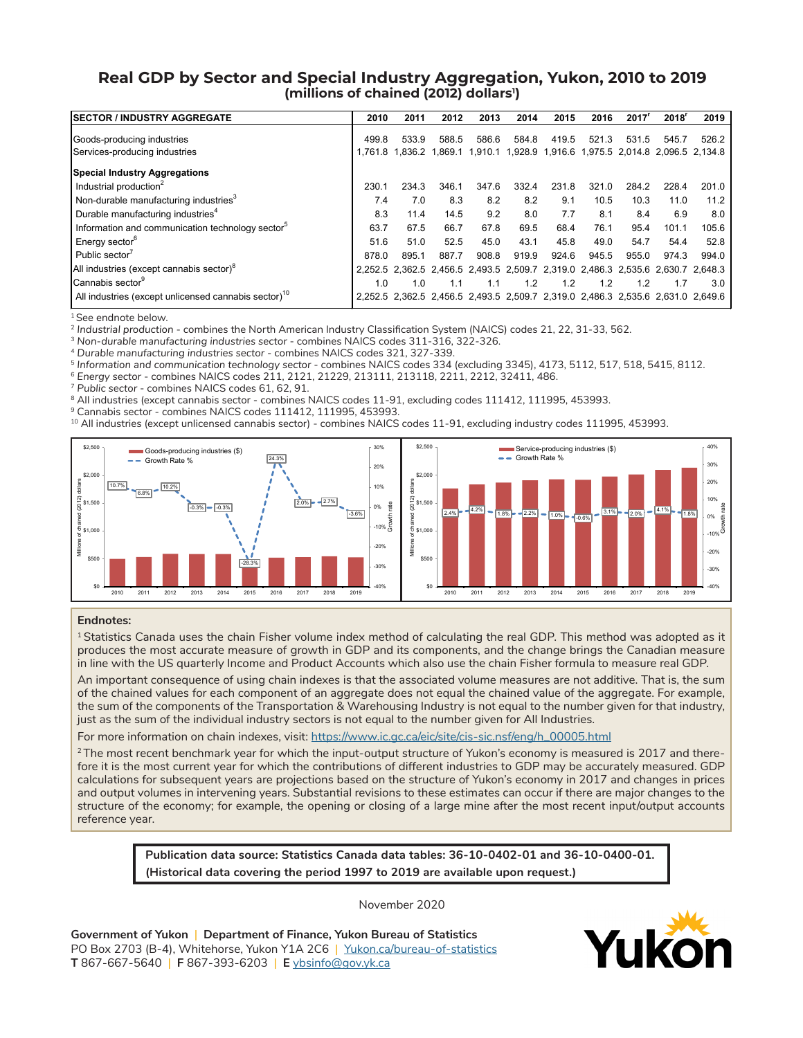# Real GDP by Sector and Special Industry Aggregation, Yukon, 2010 to 2019
**(millions of chained (2012) dollars[1])**

| SECTOR / INDUSTRY AGGREGATE | 2010 | 2011 | 2012 | 2013 | 2014 | 2015 | 2016 | 2017[r] | 2018[r] | 2019 |
|---|---|---|---|---|---|---|---|---|---|---|
| Goods-producing industries | 499.8 | 533.9 | 588.5 | 586.6 | 584.8 | 419.5 | 521.3 | 531.5 | 545.7 | 526.2 |
| Services-producing industries | 1,761.8 | 1,836.2 | 1,869.1 | 1,910.1 | 1,928.9 | 1,916.6 | 1,975.5 | 2,014.8 | 2,096.5 | 2,134.8 |
| **Special Industry Aggregations** | | | | | | | | | | |
| Industrial production[2] | 230.1 | 234.3 | 346.1 | 347.6 | 332.4 | 231.8 | 321.0 | 284.2 | 228.4 | 201.0 |
| Non-durable manufacturing industries[3] | 7.4 | 7.0 | 8.3 | 8.2 | 8.2 | 9.1 | 10.5 | 10.3 | 11.0 | 11.2 |
| Durable manufacturing industries[4] | 8.3 | 11.4 | 14.5 | 9.2 | 8.0 | 7.7 | 8.1 | 8.4 | 6.9 | 8.0 |
| Information and communication technology sector[5] | 63.7 | 67.5 | 66.7 | 67.8 | 69.5 | 68.4 | 76.1 | 95.4 | 101.1 | 105.6 |
| Energy sector[6] | 51.6 | 51.0 | 52.5 | 45.0 | 43.1 | 45.8 | 49.0 | 54.7 | 54.4 | 52.8 |
| Public sector[7] | 878.0 | 895.1 | 887.7 | 908.8 | 919.9 | 924.6 | 945.5 | 955.0 | 974.3 | 994.0 |
| All industries (except cannabis sector)[8] | 2,252.5 | 2,362.5 | 2,456.5 | 2,493.5 | 2,509.7 | 2,319.0 | 2,486.3 | 2,535.6 | 2,630.7 | 2,648.3 |
| Cannabis sector[9] | 1.0 | 1.0 | 1.1 | 1.1 | 1.2 | 1.2 | 1.2 | 1.2 | 1.7 | 3.0 |
| All industries (except unlicensed cannabis sector)[10] | 2,252.5 | 2,362.5 | 2,456.5 | 2,493.5 | 2,509.7 | 2,319.0 | 2,486.3 | 2,535.6 | 2,631.0 | 2,649.6 |

[1] See endnote below.
[2] *Industrial production* - combines the North American Industry Classification System (NAICS) codes 21, 22, 31-33, 562.
[3] *Non-durable manufacturing industries sector* - combines NAICS codes 311-316, 322-326.
[4] *Durable manufacturing industries sector* - combines NAICS codes 321, 327-339.
[5] *Information and communication technology sector* - combines NAICS codes 334 (excluding 3345), 4173, 5112, 517, 518, 5415, 8112.
[6] *Energy sector* - combines NAICS codes 211, 2121, 21229, 213111, 213118, 2211, 2212, 32411, 486.
[7] *Public sector* - combines NAICS codes 61, 62, 91.
[8] All industries (except cannabis sector - combines NAICS codes 11-91, excluding codes 111412, 111995, 453993.
[9] Cannabis sector - combines NAICS codes 111412, 111995, 453993.
[10] All industries (except unlicensed cannabis sector) - combines NAICS codes 11-91, excluding industry codes 111995, 453993.

Goods-producing industries ($)
Growth Rate %
Millions of chained (2012) dollars
Growth rate
10.7% 6.8% 10.2% -0.3% -0.3% -28.3% 24.3% 2.0% 2.7% -3.6%
2010 2011 2012 2013 2014 2015 2016 2017 2018 2019

Service-producing industries ($)
Growth Rate %
Millions of chained (2012) dollars
Growth rate
2.4% 4.2% 1.8% 2.2% 1.0% -0.6% 3.1% 2.0% 4.1% 1.8%
2010 2011 2012 2013 2014 2015 2016 2017 2018 2019

**Endnotes:**

[1] Statistics Canada uses the chain Fisher volume index method of calculating the real GDP. This method was adopted as it produces the most accurate measure of growth in GDP and its components, and the change brings the Canadian measure in line with the US quarterly Income and Product Accounts which also use the chain Fisher formula to measure real GDP.

An important consequence of using chain indexes is that the associated volume measures are not additive. That is, the sum of the chained values for each component of an aggregate does not equal the chained value of the aggregate. For example, the sum of the components of the Transportation & Warehousing Industry is not equal to the number given for that industry, just as the sum of the individual industry sectors is not equal to the number given for All Industries.

For more information on chain indexes, visit: https://www.ic.gc.ca/eic/site/cis-sic.nsf/eng/h_00005.html

[2] The most recent benchmark year for which the input-output structure of Yukon's economy is measured is 2017 and therefore it is the most current year for which the contributions of different industries to GDP may be accurately measured. GDP calculations for subsequent years are projections based on the structure of Yukon's economy in 2017 and changes in prices and output volumes in intervening years. Substantial revisions to these estimates can occur if there are major changes to the structure of the economy; for example, the opening or closing of a large mine after the most recent input/output accounts reference year.

**Publication data source: Statistics Canada data tables: 36-10-0402-01 and 36-10-0400-01.**
**(Historical data covering the period 1997 to 2019 are available upon request.)**

November 2020

**Government of Yukon | Department of Finance, Yukon Bureau of Statistics**
PO Box 2703 (B-4), Whitehorse, Yukon Y1A 2C6 | Yukon.ca/bureau-of-statistics
**T** 867-667-5640 | **F** 867-393-6203 | **E** ybsinfo@gov.yk.ca

Yukon